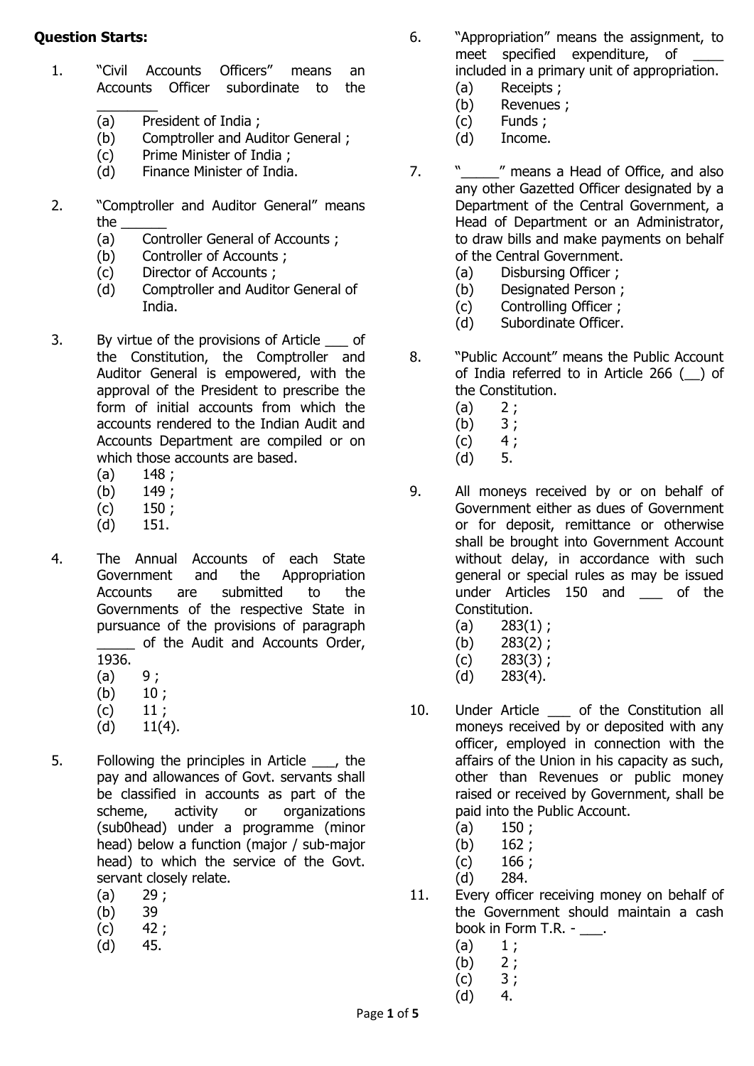**Question Starts:**

1. "Civil Accounts Officers" means an Accounts Officer subordinate to the ________
   (a) President of India ;
   (b) Comptroller and Auditor General ;
   (c) Prime Minister of India ;
   (d) Finance Minister of India.

2. "Comptroller and Auditor General" means the ______
   (a) Controller General of Accounts ;
   (b) Controller of Accounts ;
   (c) Director of Accounts ;
   (d) Comptroller and Auditor General of India.

3. By virtue of the provisions of Article ___ of the Constitution, the Comptroller and Auditor General is empowered, with the approval of the President to prescribe the form of initial accounts from which the accounts rendered to the Indian Audit and Accounts Department are compiled or on which those accounts are based.
   (a) 148 ;
   (b) 149 ;
   (c) 150 ;
   (d) 151.

4. The Annual Accounts of each State Government and the Appropriation Accounts are submitted to the Governments of the respective State in pursuance of the provisions of paragraph _____ of the Audit and Accounts Order, 1936.
   (a) 9 ;
   (b) 10 ;
   (c) 11 ;
   (d) 11(4).

5. Following the principles in Article ___, the pay and allowances of Govt. servants shall be classified in accounts as part of the scheme, activity or organizations (sub0head) under a programme (minor head) below a function (major / sub-major head) to which the service of the Govt. servant closely relate.
   (a) 29 ;
   (b) 39
   (c) 42 ;
   (d) 45.

6. "Appropriation" means the assignment, to meet specified expenditure, of ____ included in a primary unit of appropriation.
   (a) Receipts ;
   (b) Revenues ;
   (c) Funds ;
   (d) Income.

7. "_____" means a Head of Office, and also any other Gazetted Officer designated by a Department of the Central Government, a Head of Department or an Administrator, to draw bills and make payments on behalf of the Central Government.
   (a) Disbursing Officer ;
   (b) Designated Person ;
   (c) Controlling Officer ;
   (d) Subordinate Officer.

8. "Public Account" means the Public Account of India referred to in Article 266 (__) of the Constitution.
   (a) 2 ;
   (b) 3 ;
   (c) 4 ;
   (d) 5.

9. All moneys received by or on behalf of Government either as dues of Government or for deposit, remittance or otherwise shall be brought into Government Account without delay, in accordance with such general or special rules as may be issued under Articles 150 and ___ of the Constitution.
   (a) 283(1) ;
   (b) 283(2) ;
   (c) 283(3) ;
   (d) 283(4).

10. Under Article ___ of the Constitution all moneys received by or deposited with any officer, employed in connection with the affairs of the Union in his capacity as such, other than Revenues or public money raised or received by Government, shall be paid into the Public Account.
    (a) 150 ;
    (b) 162 ;
    (c) 166 ;
    (d) 284.

11. Every officer receiving money on behalf of the Government should maintain a cash book in Form T.R. - ___.
    (a) 1 ;
    (b) 2 ;
    (c) 3 ;
    (d) 4.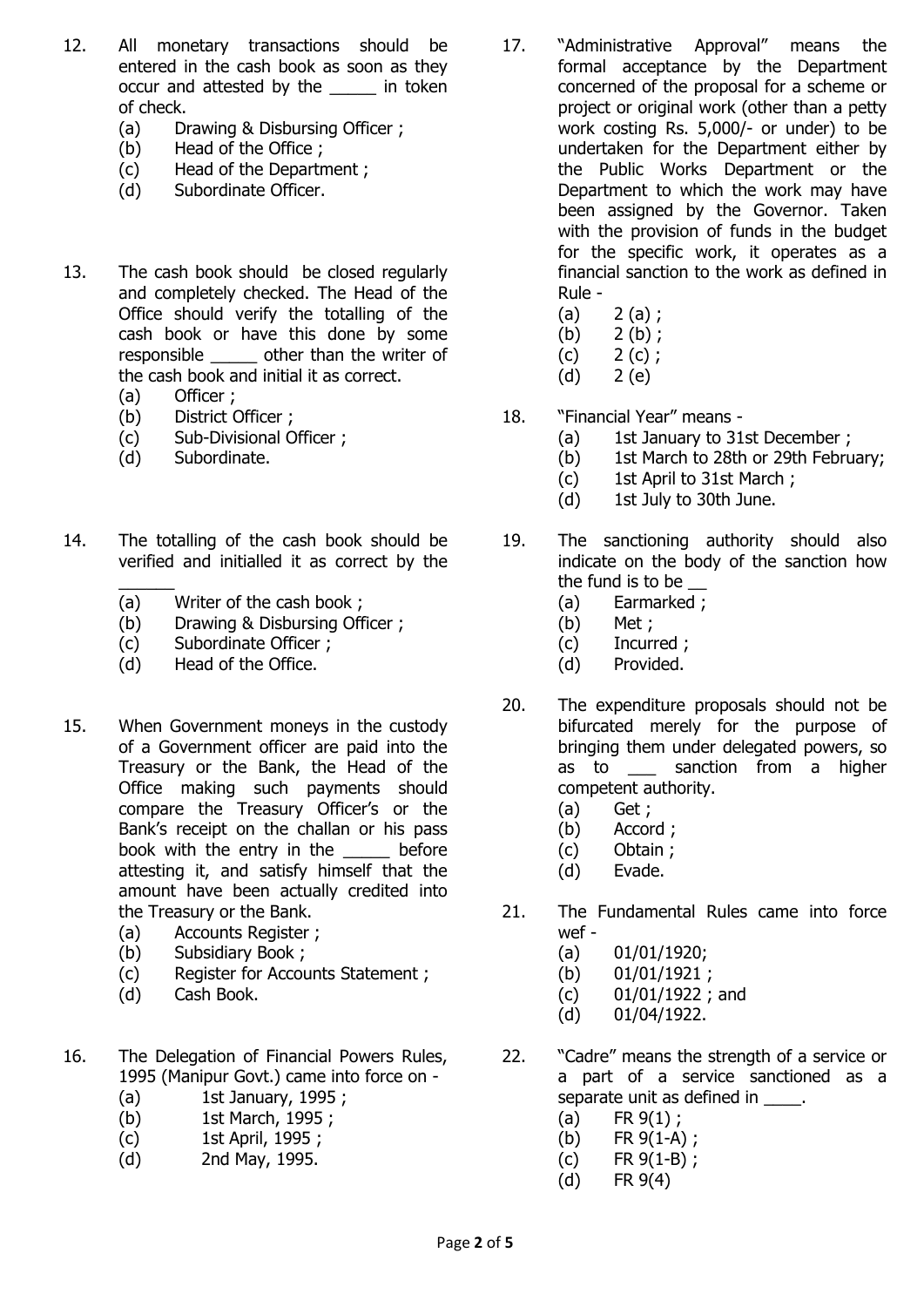12. All monetary transactions should be entered in the cash book as soon as they occur and attested by the _____ in token of check.
    - (a) Drawing & Disbursing Officer ;
    - (b) Head of the Office ;
    - (c) Head of the Department ;
    - (d) Subordinate Officer.

13. The cash book should be closed regularly and completely checked. The Head of the Office should verify the totalling of the cash book or have this done by some responsible _____ other than the writer of the cash book and initial it as correct.
    - (a) Officer ;
    - (b) District Officer ;
    - (c) Sub-Divisional Officer ;
    - (d) Subordinate.

14. The totalling of the cash book should be verified and initialled it as correct by the ______
    - (a) Writer of the cash book ;
    - (b) Drawing & Disbursing Officer ;
    - (c) Subordinate Officer ;
    - (d) Head of the Office.

15. When Government moneys in the custody of a Government officer are paid into the Treasury or the Bank, the Head of the Office making such payments should compare the Treasury Officer's or the Bank's receipt on the challan or his pass book with the entry in the _____ before attesting it, and satisfy himself that the amount have been actually credited into the Treasury or the Bank.
    - (a) Accounts Register ;
    - (b) Subsidiary Book ;
    - (c) Register for Accounts Statement ;
    - (d) Cash Book.

16. The Delegation of Financial Powers Rules, 1995 (Manipur Govt.) came into force on -
    - (a) 1st January, 1995 ;
    - (b) 1st March, 1995 ;
    - (c) 1st April, 1995 ;
    - (d) 2nd May, 1995.

17. "Administrative Approval" means the formal acceptance by the Department concerned of the proposal for a scheme or project or original work (other than a petty work costing Rs. 5,000/- or under) to be undertaken for the Department either by the Public Works Department or the Department to which the work may have been assigned by the Governor. Taken with the provision of funds in the budget for the specific work, it operates as a financial sanction to the work as defined in Rule -
    - (a) 2 (a) ;
    - (b) 2 (b) ;
    - (c) 2 (c) ;
    - (d) 2 (e)

18. "Financial Year" means -
    - (a) 1st January to 31st December ;
    - (b) 1st March to 28th or 29th February;
    - (c) 1st April to 31st March ;
    - (d) 1st July to 30th June.

19. The sanctioning authority should also indicate on the body of the sanction how the fund is to be __
    - (a) Earmarked ;
    - (b) Met ;
    - (c) Incurred ;
    - (d) Provided.

20. The expenditure proposals should not be bifurcated merely for the purpose of bringing them under delegated powers, so as to ___ sanction from a higher competent authority.
    - (a) Get ;
    - (b) Accord ;
    - (c) Obtain ;
    - (d) Evade.

21. The Fundamental Rules came into force wef -
    - (a) 01/01/1920;
    - (b) 01/01/1921 ;
    - (c) 01/01/1922 ; and
    - (d) 01/04/1922.

22. "Cadre" means the strength of a service or a part of a service sanctioned as a separate unit as defined in ____.
    - (a) FR 9(1) ;
    - (b) FR 9(1-A) ;
    - (c) FR 9(1-B) ;
    - (d) FR 9(4)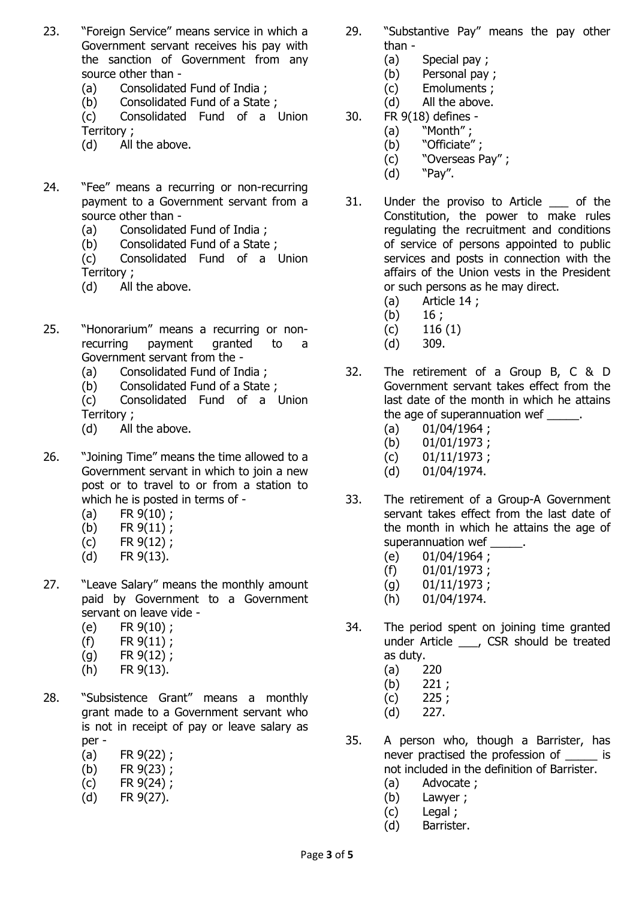23. "Foreign Service" means service in which a Government servant receives his pay with the sanction of Government from any source other than -
    (a) Consolidated Fund of India ;
    (b) Consolidated Fund of a State ;
    (c) Consolidated Fund of a Union Territory ;
    (d) All the above.

24. "Fee" means a recurring or non-recurring payment to a Government servant from a source other than -
    (a) Consolidated Fund of India ;
    (b) Consolidated Fund of a State ;
    (c) Consolidated Fund of a Union Territory ;
    (d) All the above.

25. "Honorarium" means a recurring or non-recurring payment granted to a Government servant from the -
    (a) Consolidated Fund of India ;
    (b) Consolidated Fund of a State ;
    (c) Consolidated Fund of a Union Territory ;
    (d) All the above.

26. "Joining Time" means the time allowed to a Government servant in which to join a new post or to travel to or from a station to which he is posted in terms of -
    (a) FR 9(10) ;
    (b) FR 9(11) ;
    (c) FR 9(12) ;
    (d) FR 9(13).

27. "Leave Salary" means the monthly amount paid by Government to a Government servant on leave vide -
    (e) FR 9(10) ;
    (f) FR 9(11) ;
    (g) FR 9(12) ;
    (h) FR 9(13).

28. "Subsistence Grant" means a monthly grant made to a Government servant who is not in receipt of pay or leave salary as per -
    (a) FR 9(22) ;
    (b) FR 9(23) ;
    (c) FR 9(24) ;
    (d) FR 9(27).

29. "Substantive Pay" means the pay other than -
    (a) Special pay ;
    (b) Personal pay ;
    (c) Emoluments ;
    (d) All the above.

30. FR 9(18) defines -
    (a) "Month" ;
    (b) "Officiate" ;
    (c) "Overseas Pay" ;
    (d) "Pay".

31. Under the proviso to Article ___ of the Constitution, the power to make rules regulating the recruitment and conditions of service of persons appointed to public services and posts in connection with the affairs of the Union vests in the President or such persons as he may direct.
    (a) Article 14 ;
    (b) 16 ;
    (c) 116 (1)
    (d) 309.

32. The retirement of a Group B, C & D Government servant takes effect from the last date of the month in which he attains the age of superannuation wef _____.
    (a) 01/04/1964 ;
    (b) 01/01/1973 ;
    (c) 01/11/1973 ;
    (d) 01/04/1974.

33. The retirement of a Group-A Government servant takes effect from the last date of the month in which he attains the age of superannuation wef _____.
    (e) 01/04/1964 ;
    (f) 01/01/1973 ;
    (g) 01/11/1973 ;
    (h) 01/04/1974.

34. The period spent on joining time granted under Article ___, CSR should be treated as duty.
    (a) 220
    (b) 221 ;
    (c) 225 ;
    (d) 227.

35. A person who, though a Barrister, has never practised the profession of _____ is not included in the definition of Barrister.
    (a) Advocate ;
    (b) Lawyer ;
    (c) Legal ;
    (d) Barrister.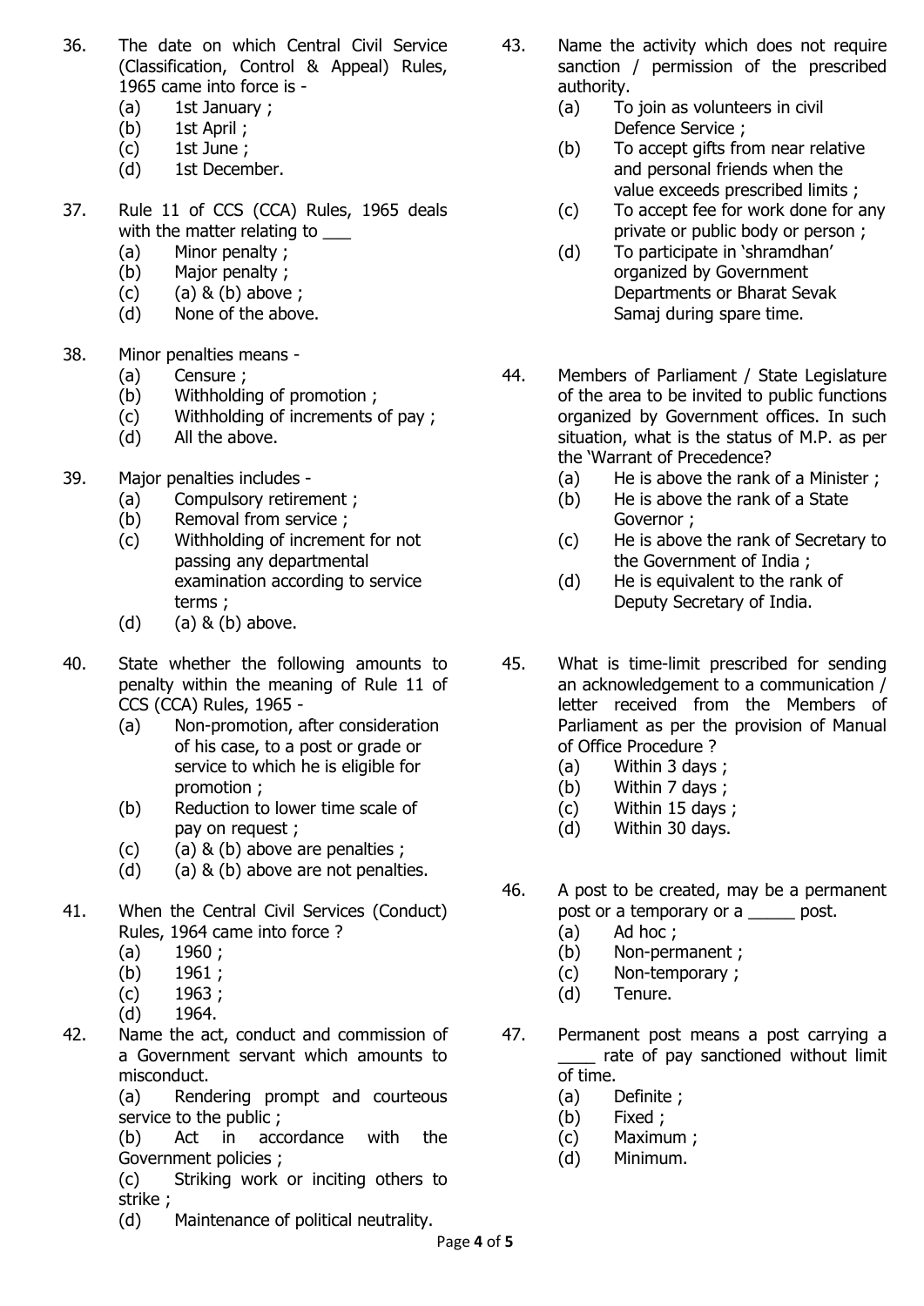36. The date on which Central Civil Service (Classification, Control & Appeal) Rules, 1965 came into force is -
    (a) 1st January ;
    (b) 1st April ;
    (c) 1st June ;
    (d) 1st December.

37. Rule 11 of CCS (CCA) Rules, 1965 deals with the matter relating to ___
    (a) Minor penalty ;
    (b) Major penalty ;
    (c) (a) & (b) above ;
    (d) None of the above.

38. Minor penalties means -
    (a) Censure ;
    (b) Withholding of promotion ;
    (c) Withholding of increments of pay ;
    (d) All the above.

39. Major penalties includes -
    (a) Compulsory retirement ;
    (b) Removal from service ;
    (c) Withholding of increment for not passing any departmental examination according to service terms ;
    (d) (a) & (b) above.

40. State whether the following amounts to penalty within the meaning of Rule 11 of CCS (CCA) Rules, 1965 -
    (a) Non-promotion, after consideration of his case, to a post or grade or service to which he is eligible for promotion ;
    (b) Reduction to lower time scale of pay on request ;
    (c) (a) & (b) above are penalties ;
    (d) (a) & (b) above are not penalties.

41. When the Central Civil Services (Conduct) Rules, 1964 came into force ?
    (a) 1960 ;
    (b) 1961 ;
    (c) 1963 ;
    (d) 1964.

42. Name the act, conduct and commission of a Government servant which amounts to misconduct.
    (a) Rendering prompt and courteous service to the public ;
    (b) Act in accordance with the Government policies ;
    (c) Striking work or inciting others to strike ;
    (d) Maintenance of political neutrality.

43. Name the activity which does not require sanction / permission of the prescribed authority.
    (a) To join as volunteers in civil Defence Service ;
    (b) To accept gifts from near relative and personal friends when the value exceeds prescribed limits ;
    (c) To accept fee for work done for any private or public body or person ;
    (d) To participate in 'shramdhan' organized by Government Departments or Bharat Sevak Samaj during spare time.

44. Members of Parliament / State Legislature of the area to be invited to public functions organized by Government offices. In such situation, what is the status of M.P. as per the 'Warrant of Precedence?
    (a) He is above the rank of a Minister ;
    (b) He is above the rank of a State Governor ;
    (c) He is above the rank of Secretary to the Government of India ;
    (d) He is equivalent to the rank of Deputy Secretary of India.

45. What is time-limit prescribed for sending an acknowledgement to a communication / letter received from the Members of Parliament as per the provision of Manual of Office Procedure ?
    (a) Within 3 days ;
    (b) Within 7 days ;
    (c) Within 15 days ;
    (d) Within 30 days.

46. A post to be created, may be a permanent post or a temporary or a _____ post.
    (a) Ad hoc ;
    (b) Non-permanent ;
    (c) Non-temporary ;
    (d) Tenure.

47. Permanent post means a post carrying a ____ rate of pay sanctioned without limit of time.
    (a) Definite ;
    (b) Fixed ;
    (c) Maximum ;
    (d) Minimum.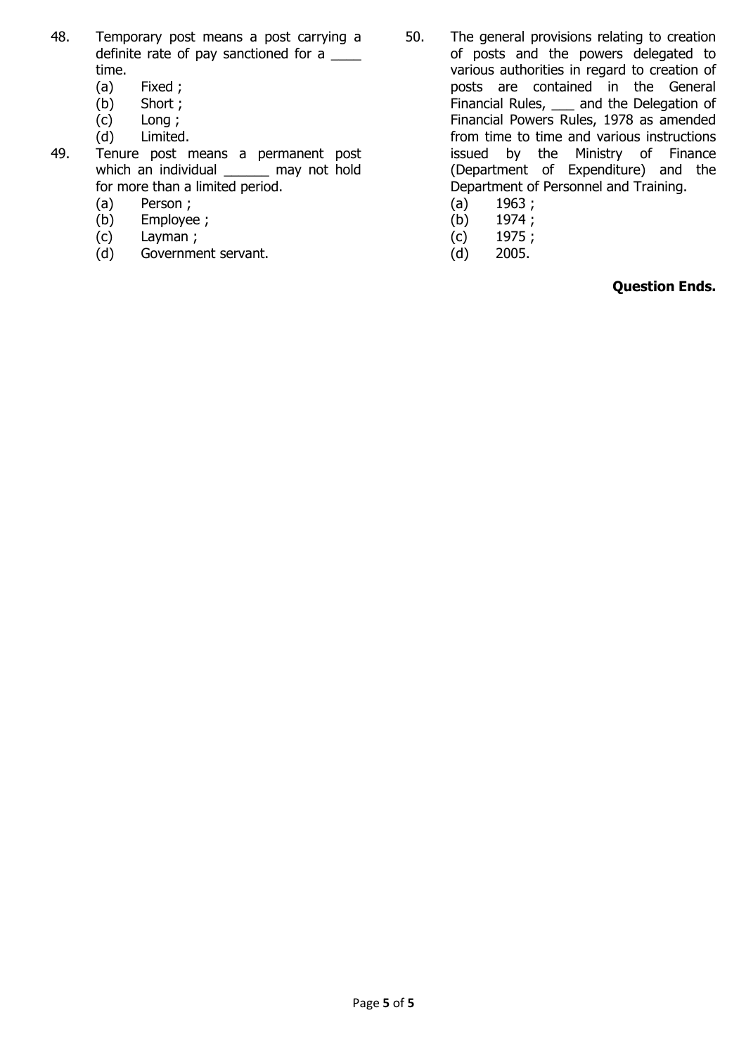48. Temporary post means a post carrying a definite rate of pay sanctioned for a ____ time.
    (a) Fixed ;
    (b) Short ;
    (c) Long ;
    (d) Limited.

49. Tenure post means a permanent post which an individual ______ may not hold for more than a limited period.
    (a) Person ;
    (b) Employee ;
    (c) Layman ;
    (d) Government servant.

50. The general provisions relating to creation of posts and the powers delegated to various authorities in regard to creation of posts are contained in the General Financial Rules, ___ and the Delegation of Financial Powers Rules, 1978 as amended from time to time and various instructions issued by the Ministry of Finance (Department of Expenditure) and the Department of Personnel and Training.
    (a) 1963 ;
    (b) 1974 ;
    (c) 1975 ;
    (d) 2005.

**Question Ends.**